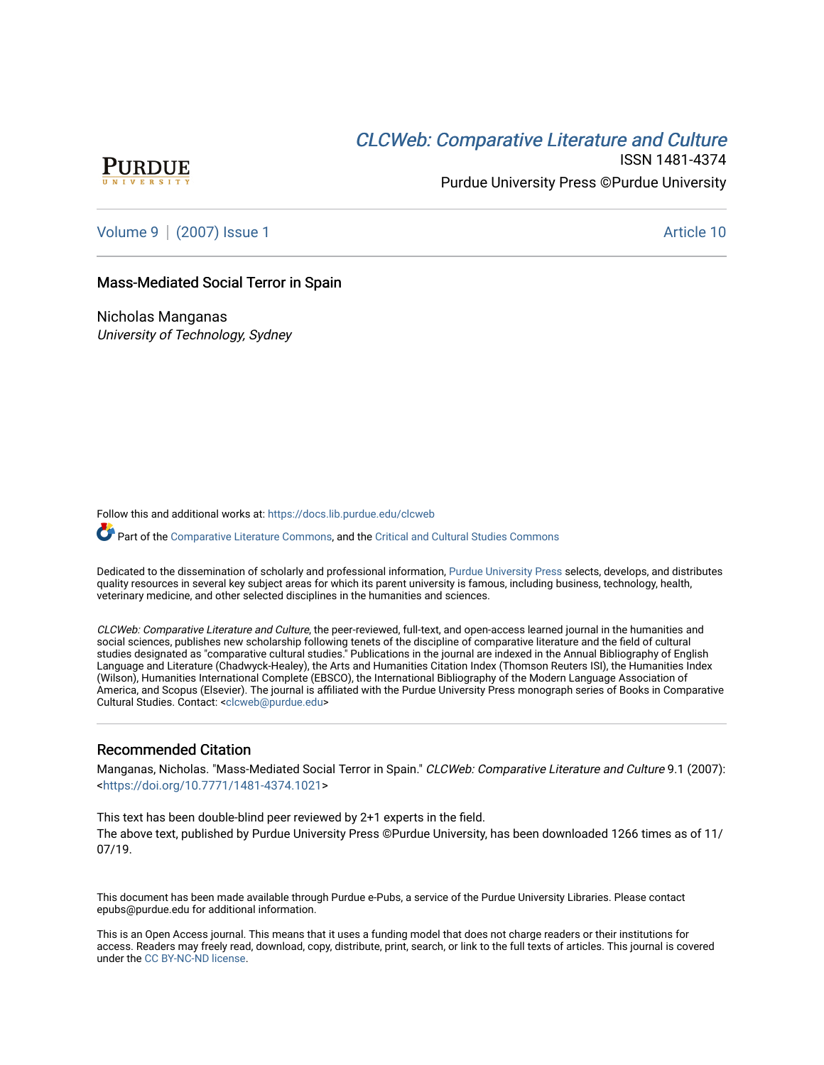CLCWeb: Comparative Literature and Culture

ISSN 1481-4374

Purdue University Press ©Purdue University

Volume 9 | (2007) Issue 1 Article 10

# Mass-Mediated Social Terror in Spain

Nicholas Manganas

*University of Technology, Sydney*

Follow this and additional works at: https://docs.lib.purdue.edu/clcweb

Part of the Comparative Literature Commons, and the Critical and Cultural Studies Commons

Dedicated to the dissemination of scholarly and professional information, Purdue University Press selects, develops, and distributes quality resources in several key subject areas for which its parent university is famous, including business, technology, health, veterinary medicine, and other selected disciplines in the humanities and sciences.

*CLCWeb: Comparative Literature and Culture*, the peer-reviewed, full-text, and open-access learned journal in the humanities and social sciences, publishes new scholarship following tenets of the discipline of comparative literature and the field of cultural studies designated as "comparative cultural studies." Publications in the journal are indexed in the Annual Bibliography of English Language and Literature (Chadwyck-Healey), the Arts and Humanities Citation Index (Thomson Reuters ISI), the Humanities Index (Wilson), Humanities International Complete (EBSCO), the International Bibliography of the Modern Language Association of America, and Scopus (Elsevier). The journal is affiliated with the Purdue University Press monograph series of Books in Comparative Cultural Studies. Contact: <clcweb@purdue.edu>

## Recommended Citation

Manganas, Nicholas. "Mass-Mediated Social Terror in Spain." *CLCWeb: Comparative Literature and Culture* 9.1 (2007): <https://doi.org/10.7771/1481-4374.1021>

This text has been double-blind peer reviewed by 2+1 experts in the field.

The above text, published by Purdue University Press ©Purdue University, has been downloaded 1266 times as of 11/07/19.

This document has been made available through Purdue e-Pubs, a service of the Purdue University Libraries. Please contact epubs@purdue.edu for additional information.

This is an Open Access journal. This means that it uses a funding model that does not charge readers or their institutions for access. Readers may freely read, download, copy, distribute, print, search, or link to the full texts of articles. This journal is covered under the CC BY-NC-ND license.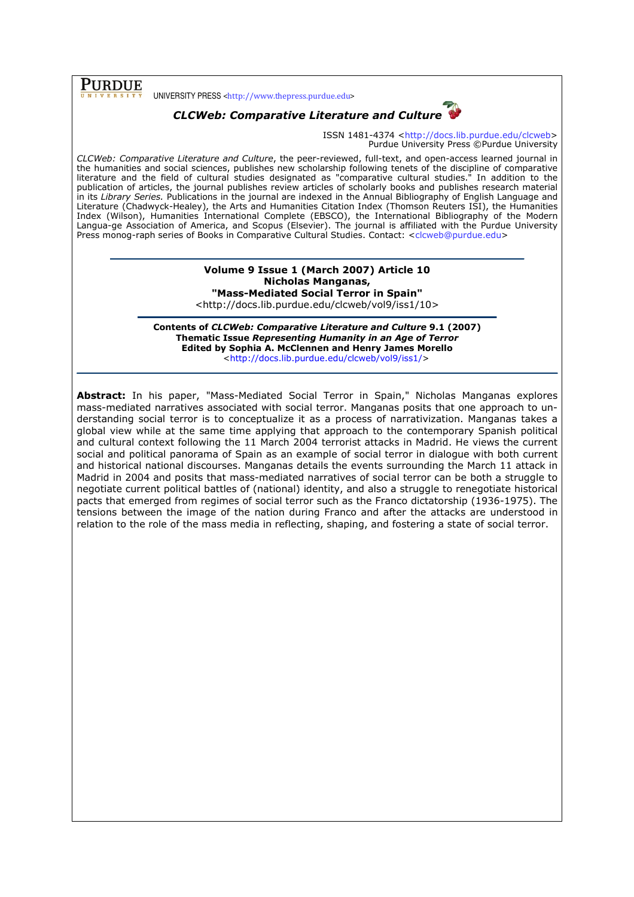PURDUE UNIVERSITY PRESS <http://www.thepress.purdue.edu>

***CLCWeb: Comparative Literature and Culture***

ISSN 1481-4374 <http://docs.lib.purdue.edu/clcweb>
Purdue University Press ©Purdue University

*CLCWeb: Comparative Literature and Culture*, the peer-reviewed, full-text, and open-access learned journal in the humanities and social sciences, publishes new scholarship following tenets of the discipline of comparative literature and the field of cultural studies designated as "comparative cultural studies." In addition to the publication of articles, the journal publishes review articles of scholarly books and publishes research material in its *Library Series.* Publications in the journal are indexed in the Annual Bibliography of English Language and Literature (Chadwyck-Healey), the Arts and Humanities Citation Index (Thomson Reuters ISI), the Humanities Index (Wilson), Humanities International Complete (EBSCO), the International Bibliography of the Modern Langua-ge Association of America, and Scopus (Elsevier). The journal is affiliated with the Purdue University Press monog-raph series of Books in Comparative Cultural Studies. Contact: <clcweb@purdue.edu>

**Volume 9 Issue 1 (March 2007) Article 10**
**Nicholas Manganas,**
**"Mass-Mediated Social Terror in Spain"**
<http://docs.lib.purdue.edu/clcweb/vol9/iss1/10>

**Contents of *CLCWeb: Comparative Literature and Culture* 9.1 (2007)**
**Thematic Issue *Representing Humanity in an Age of Terror***
**Edited by Sophia A. McClennen and Henry James Morello**
<http://docs.lib.purdue.edu/clcweb/vol9/iss1/>

**Abstract:** In his paper, "Mass-Mediated Social Terror in Spain," Nicholas Manganas explores mass-mediated narratives associated with social terror. Manganas posits that one approach to un-derstanding social terror is to conceptualize it as a process of narrativization. Manganas takes a global view while at the same time applying that approach to the contemporary Spanish political and cultural context following the 11 March 2004 terrorist attacks in Madrid. He views the current social and political panorama of Spain as an example of social terror in dialogue with both current and historical national discourses. Manganas details the events surrounding the March 11 attack in Madrid in 2004 and posits that mass-mediated narratives of social terror can be both a struggle to negotiate current political battles of (national) identity, and also a struggle to renegotiate historical pacts that emerged from regimes of social terror such as the Franco dictatorship (1936-1975). The tensions between the image of the nation during Franco and after the attacks are understood in relation to the role of the mass media in reflecting, shaping, and fostering a state of social terror.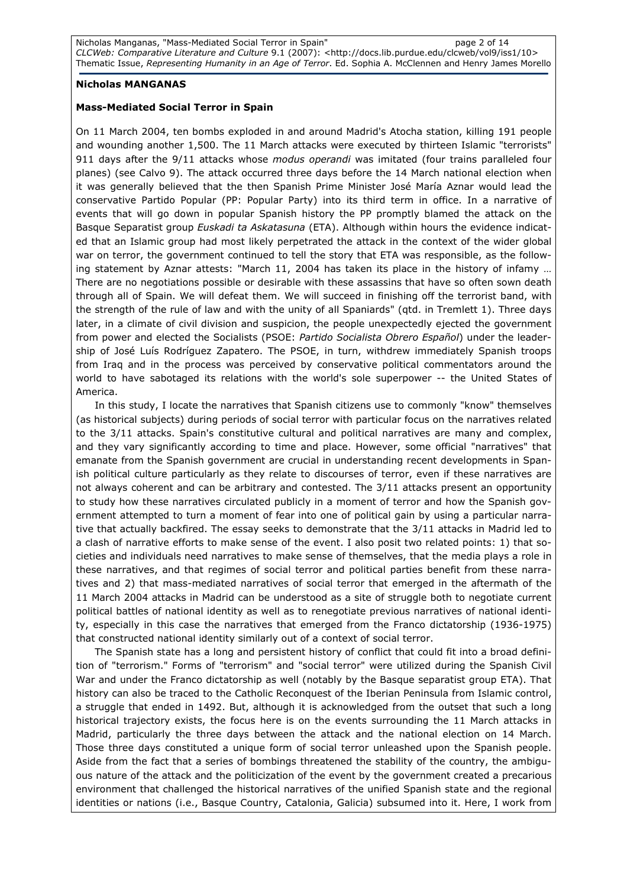**Nicholas MANGANAS**

**Mass-Mediated Social Terror in Spain**

On 11 March 2004, ten bombs exploded in and around Madrid's Atocha station, killing 191 people and wounding another 1,500. The 11 March attacks were executed by thirteen Islamic "terrorists" 911 days after the 9/11 attacks whose *modus operandi* was imitated (four trains paralleled four planes) (see Calvo 9). The attack occurred three days before the 14 March national election when it was generally believed that the then Spanish Prime Minister José María Aznar would lead the conservative Partido Popular (PP: Popular Party) into its third term in office. In a narrative of events that will go down in popular Spanish history the PP promptly blamed the attack on the Basque Separatist group *Euskadi ta Askatasuna* (ETA). Although within hours the evidence indicated that an Islamic group had most likely perpetrated the attack in the context of the wider global war on terror, the government continued to tell the story that ETA was responsible, as the following statement by Aznar attests: "March 11, 2004 has taken its place in the history of infamy … There are no negotiations possible or desirable with these assassins that have so often sown death through all of Spain. We will defeat them. We will succeed in finishing off the terrorist band, with the strength of the rule of law and with the unity of all Spaniards" (qtd. in Tremlett 1). Three days later, in a climate of civil division and suspicion, the people unexpectedly ejected the government from power and elected the Socialists (PSOE: *Partido Socialista Obrero Español*) under the leadership of José Luís Rodríguez Zapatero. The PSOE, in turn, withdrew immediately Spanish troops from Iraq and in the process was perceived by conservative political commentators around the world to have sabotaged its relations with the world's sole superpower -- the United States of America.

In this study, I locate the narratives that Spanish citizens use to commonly "know" themselves (as historical subjects) during periods of social terror with particular focus on the narratives related to the 3/11 attacks. Spain's constitutive cultural and political narratives are many and complex, and they vary significantly according to time and place. However, some official "narratives" that emanate from the Spanish government are crucial in understanding recent developments in Spanish political culture particularly as they relate to discourses of terror, even if these narratives are not always coherent and can be arbitrary and contested. The 3/11 attacks present an opportunity to study how these narratives circulated publicly in a moment of terror and how the Spanish government attempted to turn a moment of fear into one of political gain by using a particular narrative that actually backfired. The essay seeks to demonstrate that the 3/11 attacks in Madrid led to a clash of narrative efforts to make sense of the event. I also posit two related points: 1) that societies and individuals need narratives to make sense of themselves, that the media plays a role in these narratives, and that regimes of social terror and political parties benefit from these narratives and 2) that mass-mediated narratives of social terror that emerged in the aftermath of the 11 March 2004 attacks in Madrid can be understood as a site of struggle both to negotiate current political battles of national identity as well as to renegotiate previous narratives of national identity, especially in this case the narratives that emerged from the Franco dictatorship (1936-1975) that constructed national identity similarly out of a context of social terror.

The Spanish state has a long and persistent history of conflict that could fit into a broad definition of "terrorism." Forms of "terrorism" and "social terror" were utilized during the Spanish Civil War and under the Franco dictatorship as well (notably by the Basque separatist group ETA). That history can also be traced to the Catholic Reconquest of the Iberian Peninsula from Islamic control, a struggle that ended in 1492. But, although it is acknowledged from the outset that such a long historical trajectory exists, the focus here is on the events surrounding the 11 March attacks in Madrid, particularly the three days between the attack and the national election on 14 March. Those three days constituted a unique form of social terror unleashed upon the Spanish people. Aside from the fact that a series of bombings threatened the stability of the country, the ambiguous nature of the attack and the politicization of the event by the government created a precarious environment that challenged the historical narratives of the unified Spanish state and the regional identities or nations (i.e., Basque Country, Catalonia, Galicia) subsumed into it. Here, I work from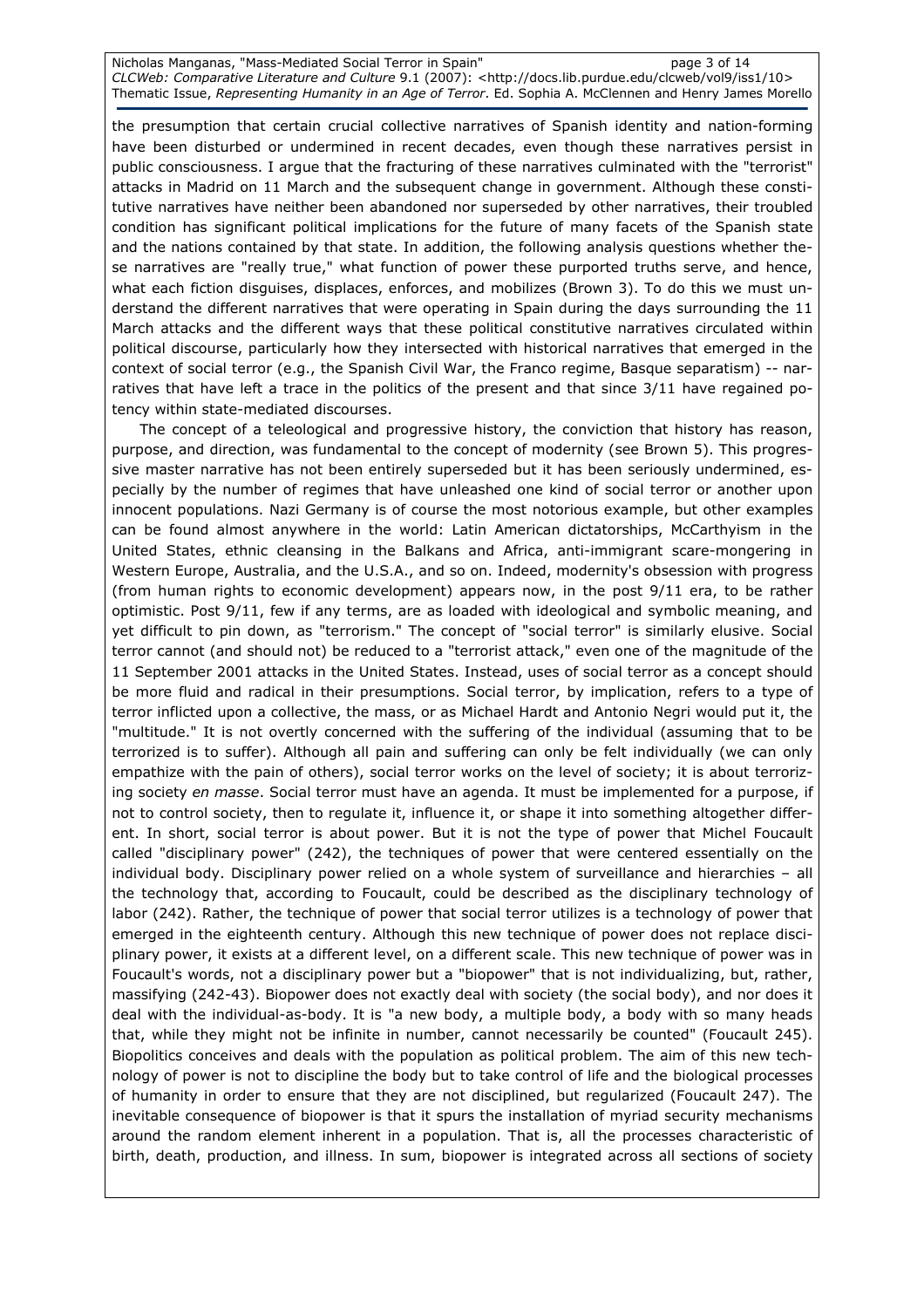the presumption that certain crucial collective narratives of Spanish identity and nation-forming have been disturbed or undermined in recent decades, even though these narratives persist in public consciousness. I argue that the fracturing of these narratives culminated with the "terrorist" attacks in Madrid on 11 March and the subsequent change in government. Although these constitutive narratives have neither been abandoned nor superseded by other narratives, their troubled condition has significant political implications for the future of many facets of the Spanish state and the nations contained by that state. In addition, the following analysis questions whether these narratives are "really true," what function of power these purported truths serve, and hence, what each fiction disguises, displaces, enforces, and mobilizes (Brown 3). To do this we must understand the different narratives that were operating in Spain during the days surrounding the 11 March attacks and the different ways that these political constitutive narratives circulated within political discourse, particularly how they intersected with historical narratives that emerged in the context of social terror (e.g., the Spanish Civil War, the Franco regime, Basque separatism) -- narratives that have left a trace in the politics of the present and that since 3/11 have regained potency within state-mediated discourses.

The concept of a teleological and progressive history, the conviction that history has reason, purpose, and direction, was fundamental to the concept of modernity (see Brown 5). This progressive master narrative has not been entirely superseded but it has been seriously undermined, especially by the number of regimes that have unleashed one kind of social terror or another upon innocent populations. Nazi Germany is of course the most notorious example, but other examples can be found almost anywhere in the world: Latin American dictatorships, McCarthyism in the United States, ethnic cleansing in the Balkans and Africa, anti-immigrant scare-mongering in Western Europe, Australia, and the U.S.A., and so on. Indeed, modernity's obsession with progress (from human rights to economic development) appears now, in the post 9/11 era, to be rather optimistic. Post 9/11, few if any terms, are as loaded with ideological and symbolic meaning, and yet difficult to pin down, as "terrorism." The concept of "social terror" is similarly elusive. Social terror cannot (and should not) be reduced to a "terrorist attack," even one of the magnitude of the 11 September 2001 attacks in the United States. Instead, uses of social terror as a concept should be more fluid and radical in their presumptions. Social terror, by implication, refers to a type of terror inflicted upon a collective, the mass, or as Michael Hardt and Antonio Negri would put it, the "multitude." It is not overtly concerned with the suffering of the individual (assuming that to be terrorized is to suffer). Although all pain and suffering can only be felt individually (we can only empathize with the pain of others), social terror works on the level of society; it is about terrorizing society *en masse*. Social terror must have an agenda. It must be implemented for a purpose, if not to control society, then to regulate it, influence it, or shape it into something altogether different. In short, social terror is about power. But it is not the type of power that Michel Foucault called "disciplinary power" (242), the techniques of power that were centered essentially on the individual body. Disciplinary power relied on a whole system of surveillance and hierarchies – all the technology that, according to Foucault, could be described as the disciplinary technology of labor (242). Rather, the technique of power that social terror utilizes is a technology of power that emerged in the eighteenth century. Although this new technique of power does not replace disciplinary power, it exists at a different level, on a different scale. This new technique of power was in Foucault's words, not a disciplinary power but a "biopower" that is not individualizing, but, rather, massifying (242-43). Biopower does not exactly deal with society (the social body), and nor does it deal with the individual-as-body. It is "a new body, a multiple body, a body with so many heads that, while they might not be infinite in number, cannot necessarily be counted" (Foucault 245). Biopolitics conceives and deals with the population as political problem. The aim of this new technology of power is not to discipline the body but to take control of life and the biological processes of humanity in order to ensure that they are not disciplined, but regularized (Foucault 247). The inevitable consequence of biopower is that it spurs the installation of myriad security mechanisms around the random element inherent in a population. That is, all the processes characteristic of birth, death, production, and illness. In sum, biopower is integrated across all sections of society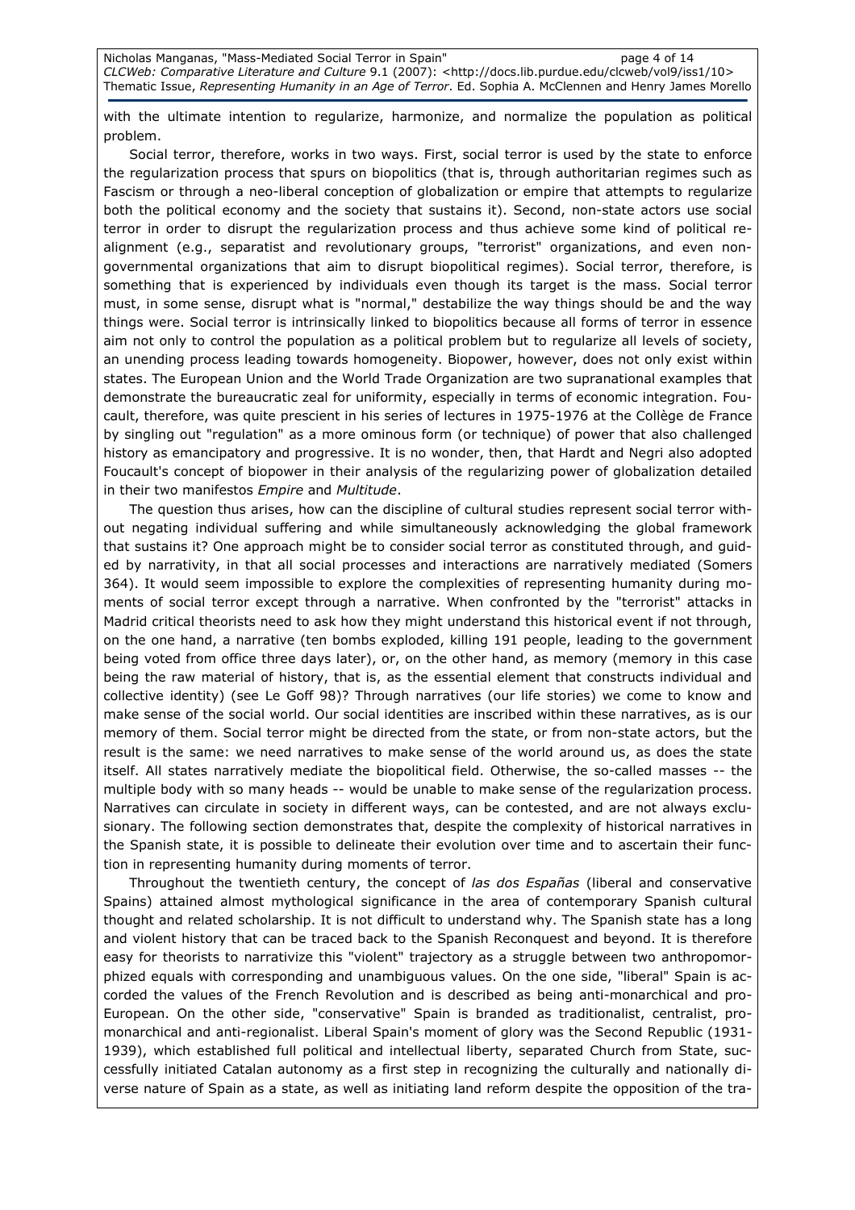with the ultimate intention to regularize, harmonize, and normalize the population as political problem.

Social terror, therefore, works in two ways. First, social terror is used by the state to enforce the regularization process that spurs on biopolitics (that is, through authoritarian regimes such as Fascism or through a neo-liberal conception of globalization or empire that attempts to regularize both the political economy and the society that sustains it). Second, non-state actors use social terror in order to disrupt the regularization process and thus achieve some kind of political re-alignment (e.g., separatist and revolutionary groups, "terrorist" organizations, and even non-governmental organizations that aim to disrupt biopolitical regimes). Social terror, therefore, is something that is experienced by individuals even though its target is the mass. Social terror must, in some sense, disrupt what is "normal," destabilize the way things should be and the way things were. Social terror is intrinsically linked to biopolitics because all forms of terror in essence aim not only to control the population as a political problem but to regularize all levels of society, an unending process leading towards homogeneity. Biopower, however, does not only exist within states. The European Union and the World Trade Organization are two supranational examples that demonstrate the bureaucratic zeal for uniformity, especially in terms of economic integration. Foucault, therefore, was quite prescient in his series of lectures in 1975-1976 at the Collège de France by singling out "regulation" as a more ominous form (or technique) of power that also challenged history as emancipatory and progressive. It is no wonder, then, that Hardt and Negri also adopted Foucault's concept of biopower in their analysis of the regularizing power of globalization detailed in their two manifestos *Empire* and *Multitude*.

The question thus arises, how can the discipline of cultural studies represent social terror without negating individual suffering and while simultaneously acknowledging the global framework that sustains it? One approach might be to consider social terror as constituted through, and guided by narrativity, in that all social processes and interactions are narratively mediated (Somers 364). It would seem impossible to explore the complexities of representing humanity during moments of social terror except through a narrative. When confronted by the "terrorist" attacks in Madrid critical theorists need to ask how they might understand this historical event if not through, on the one hand, a narrative (ten bombs exploded, killing 191 people, leading to the government being voted from office three days later), or, on the other hand, as memory (memory in this case being the raw material of history, that is, as the essential element that constructs individual and collective identity) (see Le Goff 98)? Through narratives (our life stories) we come to know and make sense of the social world. Our social identities are inscribed within these narratives, as is our memory of them. Social terror might be directed from the state, or from non-state actors, but the result is the same: we need narratives to make sense of the world around us, as does the state itself. All states narratively mediate the biopolitical field. Otherwise, the so-called masses -- the multiple body with so many heads -- would be unable to make sense of the regularization process. Narratives can circulate in society in different ways, can be contested, and are not always exclusionary. The following section demonstrates that, despite the complexity of historical narratives in the Spanish state, it is possible to delineate their evolution over time and to ascertain their function in representing humanity during moments of terror.

Throughout the twentieth century, the concept of *las dos Españas* (liberal and conservative Spains) attained almost mythological significance in the area of contemporary Spanish cultural thought and related scholarship. It is not difficult to understand why. The Spanish state has a long and violent history that can be traced back to the Spanish Reconquest and beyond. It is therefore easy for theorists to narrativize this "violent" trajectory as a struggle between two anthropomorphized equals with corresponding and unambiguous values. On the one side, "liberal" Spain is accorded the values of the French Revolution and is described as being anti-monarchical and pro-European. On the other side, "conservative" Spain is branded as traditionalist, centralist, pro-monarchical and anti-regionalist. Liberal Spain's moment of glory was the Second Republic (1931-1939), which established full political and intellectual liberty, separated Church from State, successfully initiated Catalan autonomy as a first step in recognizing the culturally and nationally diverse nature of Spain as a state, as well as initiating land reform despite the opposition of the tra-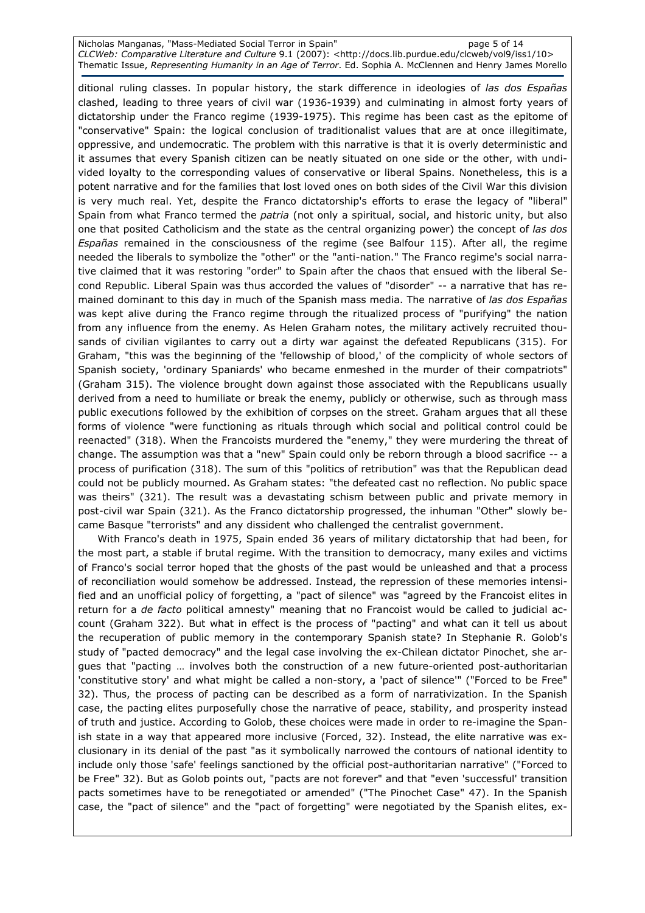ditional ruling classes. In popular history, the stark difference in ideologies of *las dos Españas* clashed, leading to three years of civil war (1936-1939) and culminating in almost forty years of dictatorship under the Franco regime (1939-1975). This regime has been cast as the epitome of "conservative" Spain: the logical conclusion of traditionalist values that are at once illegitimate, oppressive, and undemocratic. The problem with this narrative is that it is overly deterministic and it assumes that every Spanish citizen can be neatly situated on one side or the other, with undivided loyalty to the corresponding values of conservative or liberal Spains. Nonetheless, this is a potent narrative and for the families that lost loved ones on both sides of the Civil War this division is very much real. Yet, despite the Franco dictatorship's efforts to erase the legacy of "liberal" Spain from what Franco termed the *patria* (not only a spiritual, social, and historic unity, but also one that posited Catholicism and the state as the central organizing power) the concept of *las dos Españas* remained in the consciousness of the regime (see Balfour 115). After all, the regime needed the liberals to symbolize the "other" or the "anti-nation." The Franco regime's social narrative claimed that it was restoring "order" to Spain after the chaos that ensued with the liberal Second Republic. Liberal Spain was thus accorded the values of "disorder" -- a narrative that has remained dominant to this day in much of the Spanish mass media. The narrative of *las dos Españas* was kept alive during the Franco regime through the ritualized process of "purifying" the nation from any influence from the enemy. As Helen Graham notes, the military actively recruited thousands of civilian vigilantes to carry out a dirty war against the defeated Republicans (315). For Graham, "this was the beginning of the 'fellowship of blood,' of the complicity of whole sectors of Spanish society, 'ordinary Spaniards' who became enmeshed in the murder of their compatriots" (Graham 315). The violence brought down against those associated with the Republicans usually derived from a need to humiliate or break the enemy, publicly or otherwise, such as through mass public executions followed by the exhibition of corpses on the street. Graham argues that all these forms of violence "were functioning as rituals through which social and political control could be reenacted" (318). When the Francoists murdered the "enemy," they were murdering the threat of change. The assumption was that a "new" Spain could only be reborn through a blood sacrifice -- a process of purification (318). The sum of this "politics of retribution" was that the Republican dead could not be publicly mourned. As Graham states: "the defeated cast no reflection. No public space was theirs" (321). The result was a devastating schism between public and private memory in post-civil war Spain (321). As the Franco dictatorship progressed, the inhuman "Other" slowly became Basque "terrorists" and any dissident who challenged the centralist government.

With Franco's death in 1975, Spain ended 36 years of military dictatorship that had been, for the most part, a stable if brutal regime. With the transition to democracy, many exiles and victims of Franco's social terror hoped that the ghosts of the past would be unleashed and that a process of reconciliation would somehow be addressed. Instead, the repression of these memories intensified and an unofficial policy of forgetting, a "pact of silence" was "agreed by the Francoist elites in return for a *de facto* political amnesty" meaning that no Francoist would be called to judicial account (Graham 322). But what in effect is the process of "pacting" and what can it tell us about the recuperation of public memory in the contemporary Spanish state? In Stephanie R. Golob's study of "pacted democracy" and the legal case involving the ex-Chilean dictator Pinochet, she argues that "pacting … involves both the construction of a new future-oriented post-authoritarian 'constitutive story' and what might be called a non-story, a 'pact of silence'" ("Forced to be Free" 32). Thus, the process of pacting can be described as a form of narrativization. In the Spanish case, the pacting elites purposefully chose the narrative of peace, stability, and prosperity instead of truth and justice. According to Golob, these choices were made in order to re-imagine the Spanish state in a way that appeared more inclusive (Forced, 32). Instead, the elite narrative was exclusionary in its denial of the past "as it symbolically narrowed the contours of national identity to include only those 'safe' feelings sanctioned by the official post-authoritarian narrative" ("Forced to be Free" 32). But as Golob points out, "pacts are not forever" and that "even 'successful' transition pacts sometimes have to be renegotiated or amended" ("The Pinochet Case" 47). In the Spanish case, the "pact of silence" and the "pact of forgetting" were negotiated by the Spanish elites, ex-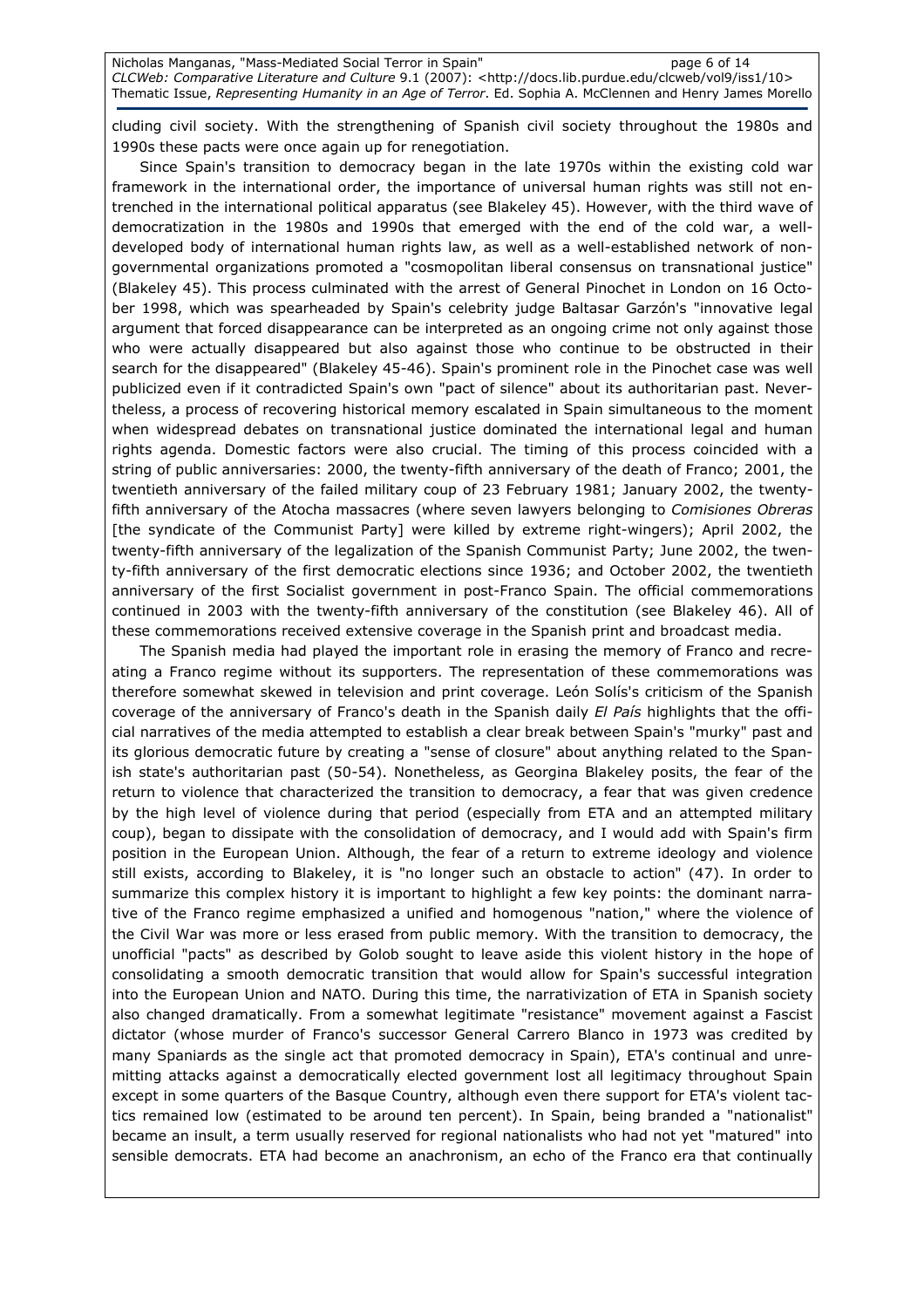cluding civil society. With the strengthening of Spanish civil society throughout the 1980s and 1990s these pacts were once again up for renegotiation.

Since Spain's transition to democracy began in the late 1970s within the existing cold war framework in the international order, the importance of universal human rights was still not entrenched in the international political apparatus (see Blakeley 45). However, with the third wave of democratization in the 1980s and 1990s that emerged with the end of the cold war, a well-developed body of international human rights law, as well as a well-established network of non-governmental organizations promoted a "cosmopolitan liberal consensus on transnational justice" (Blakeley 45). This process culminated with the arrest of General Pinochet in London on 16 October 1998, which was spearheaded by Spain's celebrity judge Baltasar Garzón's "innovative legal argument that forced disappearance can be interpreted as an ongoing crime not only against those who were actually disappeared but also against those who continue to be obstructed in their search for the disappeared" (Blakeley 45-46). Spain's prominent role in the Pinochet case was well publicized even if it contradicted Spain's own "pact of silence" about its authoritarian past. Nevertheless, a process of recovering historical memory escalated in Spain simultaneous to the moment when widespread debates on transnational justice dominated the international legal and human rights agenda. Domestic factors were also crucial. The timing of this process coincided with a string of public anniversaries: 2000, the twenty-fifth anniversary of the death of Franco; 2001, the twentieth anniversary of the failed military coup of 23 February 1981; January 2002, the twenty-fifth anniversary of the Atocha massacres (where seven lawyers belonging to *Comisiones Obreras* [the syndicate of the Communist Party] were killed by extreme right-wingers); April 2002, the twenty-fifth anniversary of the legalization of the Spanish Communist Party; June 2002, the twenty-fifth anniversary of the first democratic elections since 1936; and October 2002, the twentieth anniversary of the first Socialist government in post-Franco Spain. The official commemorations continued in 2003 with the twenty-fifth anniversary of the constitution (see Blakeley 46). All of these commemorations received extensive coverage in the Spanish print and broadcast media.

The Spanish media had played the important role in erasing the memory of Franco and recreating a Franco regime without its supporters. The representation of these commemorations was therefore somewhat skewed in television and print coverage. León Solís's criticism of the Spanish coverage of the anniversary of Franco's death in the Spanish daily *El País* highlights that the official narratives of the media attempted to establish a clear break between Spain's "murky" past and its glorious democratic future by creating a "sense of closure" about anything related to the Spanish state's authoritarian past (50-54). Nonetheless, as Georgina Blakeley posits, the fear of the return to violence that characterized the transition to democracy, a fear that was given credence by the high level of violence during that period (especially from ETA and an attempted military coup), began to dissipate with the consolidation of democracy, and I would add with Spain's firm position in the European Union. Although, the fear of a return to extreme ideology and violence still exists, according to Blakeley, it is "no longer such an obstacle to action" (47). In order to summarize this complex history it is important to highlight a few key points: the dominant narrative of the Franco regime emphasized a unified and homogenous "nation," where the violence of the Civil War was more or less erased from public memory. With the transition to democracy, the unofficial "pacts" as described by Golob sought to leave aside this violent history in the hope of consolidating a smooth democratic transition that would allow for Spain's successful integration into the European Union and NATO. During this time, the narrativization of ETA in Spanish society also changed dramatically. From a somewhat legitimate "resistance" movement against a Fascist dictator (whose murder of Franco's successor General Carrero Blanco in 1973 was credited by many Spaniards as the single act that promoted democracy in Spain), ETA's continual and unremitting attacks against a democratically elected government lost all legitimacy throughout Spain except in some quarters of the Basque Country, although even there support for ETA's violent tactics remained low (estimated to be around ten percent). In Spain, being branded a "nationalist" became an insult, a term usually reserved for regional nationalists who had not yet "matured" into sensible democrats. ETA had become an anachronism, an echo of the Franco era that continually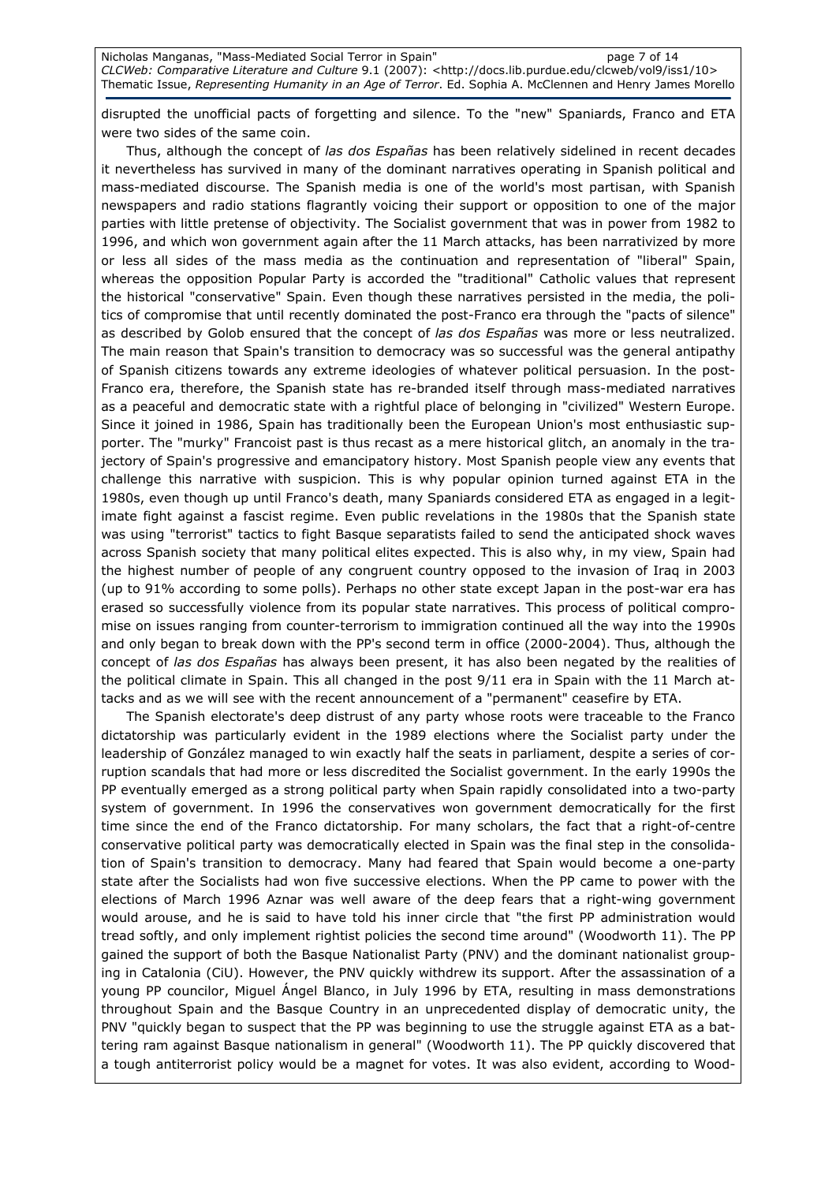disrupted the unofficial pacts of forgetting and silence. To the "new" Spaniards, Franco and ETA were two sides of the same coin.

Thus, although the concept of *las dos Españas* has been relatively sidelined in recent decades it nevertheless has survived in many of the dominant narratives operating in Spanish political and mass-mediated discourse. The Spanish media is one of the world's most partisan, with Spanish newspapers and radio stations flagrantly voicing their support or opposition to one of the major parties with little pretense of objectivity. The Socialist government that was in power from 1982 to 1996, and which won government again after the 11 March attacks, has been narrativized by more or less all sides of the mass media as the continuation and representation of "liberal" Spain, whereas the opposition Popular Party is accorded the "traditional" Catholic values that represent the historical "conservative" Spain. Even though these narratives persisted in the media, the politics of compromise that until recently dominated the post-Franco era through the "pacts of silence" as described by Golob ensured that the concept of *las dos Españas* was more or less neutralized. The main reason that Spain's transition to democracy was so successful was the general antipathy of Spanish citizens towards any extreme ideologies of whatever political persuasion. In the post-Franco era, therefore, the Spanish state has re-branded itself through mass-mediated narratives as a peaceful and democratic state with a rightful place of belonging in "civilized" Western Europe. Since it joined in 1986, Spain has traditionally been the European Union's most enthusiastic supporter. The "murky" Francoist past is thus recast as a mere historical glitch, an anomaly in the trajectory of Spain's progressive and emancipatory history. Most Spanish people view any events that challenge this narrative with suspicion. This is why popular opinion turned against ETA in the 1980s, even though up until Franco's death, many Spaniards considered ETA as engaged in a legitimate fight against a fascist regime. Even public revelations in the 1980s that the Spanish state was using "terrorist" tactics to fight Basque separatists failed to send the anticipated shock waves across Spanish society that many political elites expected. This is also why, in my view, Spain had the highest number of people of any congruent country opposed to the invasion of Iraq in 2003 (up to 91% according to some polls). Perhaps no other state except Japan in the post-war era has erased so successfully violence from its popular state narratives. This process of political compromise on issues ranging from counter-terrorism to immigration continued all the way into the 1990s and only began to break down with the PP's second term in office (2000-2004). Thus, although the concept of *las dos Españas* has always been present, it has also been negated by the realities of the political climate in Spain. This all changed in the post 9/11 era in Spain with the 11 March attacks and as we will see with the recent announcement of a "permanent" ceasefire by ETA.

The Spanish electorate's deep distrust of any party whose roots were traceable to the Franco dictatorship was particularly evident in the 1989 elections where the Socialist party under the leadership of González managed to win exactly half the seats in parliament, despite a series of corruption scandals that had more or less discredited the Socialist government. In the early 1990s the PP eventually emerged as a strong political party when Spain rapidly consolidated into a two-party system of government. In 1996 the conservatives won government democratically for the first time since the end of the Franco dictatorship. For many scholars, the fact that a right-of-centre conservative political party was democratically elected in Spain was the final step in the consolidation of Spain's transition to democracy. Many had feared that Spain would become a one-party state after the Socialists had won five successive elections. When the PP came to power with the elections of March 1996 Aznar was well aware of the deep fears that a right-wing government would arouse, and he is said to have told his inner circle that "the first PP administration would tread softly, and only implement rightist policies the second time around" (Woodworth 11). The PP gained the support of both the Basque Nationalist Party (PNV) and the dominant nationalist grouping in Catalonia (CiU). However, the PNV quickly withdrew its support. After the assassination of a young PP councilor, Miguel Ángel Blanco, in July 1996 by ETA, resulting in mass demonstrations throughout Spain and the Basque Country in an unprecedented display of democratic unity, the PNV "quickly began to suspect that the PP was beginning to use the struggle against ETA as a battering ram against Basque nationalism in general" (Woodworth 11). The PP quickly discovered that a tough antiterrorist policy would be a magnet for votes. It was also evident, according to Wood-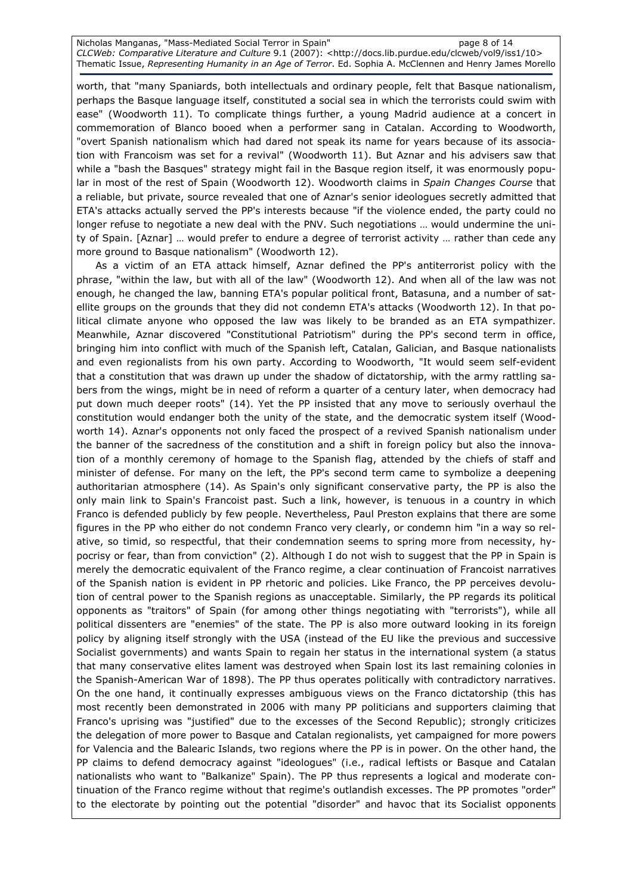worth, that "many Spaniards, both intellectuals and ordinary people, felt that Basque nationalism, perhaps the Basque language itself, constituted a social sea in which the terrorists could swim with ease" (Woodworth 11). To complicate things further, a young Madrid audience at a concert in commemoration of Blanco booed when a performer sang in Catalan. According to Woodworth, "overt Spanish nationalism which had dared not speak its name for years because of its association with Francoism was set for a revival" (Woodworth 11). But Aznar and his advisers saw that while a "bash the Basques" strategy might fail in the Basque region itself, it was enormously popular in most of the rest of Spain (Woodworth 12). Woodworth claims in *Spain Changes Course* that a reliable, but private, source revealed that one of Aznar's senior ideologues secretly admitted that ETA's attacks actually served the PP's interests because "if the violence ended, the party could no longer refuse to negotiate a new deal with the PNV. Such negotiations … would undermine the unity of Spain. [Aznar] … would prefer to endure a degree of terrorist activity … rather than cede any more ground to Basque nationalism" (Woodworth 12).

As a victim of an ETA attack himself, Aznar defined the PP's antiterrorist policy with the phrase, "within the law, but with all of the law" (Woodworth 12). And when all of the law was not enough, he changed the law, banning ETA's popular political front, Batasuna, and a number of satellite groups on the grounds that they did not condemn ETA's attacks (Woodworth 12). In that political climate anyone who opposed the law was likely to be branded as an ETA sympathizer. Meanwhile, Aznar discovered "Constitutional Patriotism" during the PP's second term in office, bringing him into conflict with much of the Spanish left, Catalan, Galician, and Basque nationalists and even regionalists from his own party. According to Woodworth, "It would seem self-evident that a constitution that was drawn up under the shadow of dictatorship, with the army rattling sabers from the wings, might be in need of reform a quarter of a century later, when democracy had put down much deeper roots" (14). Yet the PP insisted that any move to seriously overhaul the constitution would endanger both the unity of the state, and the democratic system itself (Woodworth 14). Aznar's opponents not only faced the prospect of a revived Spanish nationalism under the banner of the sacredness of the constitution and a shift in foreign policy but also the innovation of a monthly ceremony of homage to the Spanish flag, attended by the chiefs of staff and minister of defense. For many on the left, the PP's second term came to symbolize a deepening authoritarian atmosphere (14). As Spain's only significant conservative party, the PP is also the only main link to Spain's Francoist past. Such a link, however, is tenuous in a country in which Franco is defended publicly by few people. Nevertheless, Paul Preston explains that there are some figures in the PP who either do not condemn Franco very clearly, or condemn him "in a way so relative, so timid, so respectful, that their condemnation seems to spring more from necessity, hypocrisy or fear, than from conviction" (2). Although I do not wish to suggest that the PP in Spain is merely the democratic equivalent of the Franco regime, a clear continuation of Francoist narratives of the Spanish nation is evident in PP rhetoric and policies. Like Franco, the PP perceives devolution of central power to the Spanish regions as unacceptable. Similarly, the PP regards its political opponents as "traitors" of Spain (for among other things negotiating with "terrorists"), while all political dissenters are "enemies" of the state. The PP is also more outward looking in its foreign policy by aligning itself strongly with the USA (instead of the EU like the previous and successive Socialist governments) and wants Spain to regain her status in the international system (a status that many conservative elites lament was destroyed when Spain lost its last remaining colonies in the Spanish-American War of 1898). The PP thus operates politically with contradictory narratives. On the one hand, it continually expresses ambiguous views on the Franco dictatorship (this has most recently been demonstrated in 2006 with many PP politicians and supporters claiming that Franco's uprising was "justified" due to the excesses of the Second Republic); strongly criticizes the delegation of more power to Basque and Catalan regionalists, yet campaigned for more powers for Valencia and the Balearic Islands, two regions where the PP is in power. On the other hand, the PP claims to defend democracy against "ideologues" (i.e., radical leftists or Basque and Catalan nationalists who want to "Balkanize" Spain). The PP thus represents a logical and moderate continuation of the Franco regime without that regime's outlandish excesses. The PP promotes "order" to the electorate by pointing out the potential "disorder" and havoc that its Socialist opponents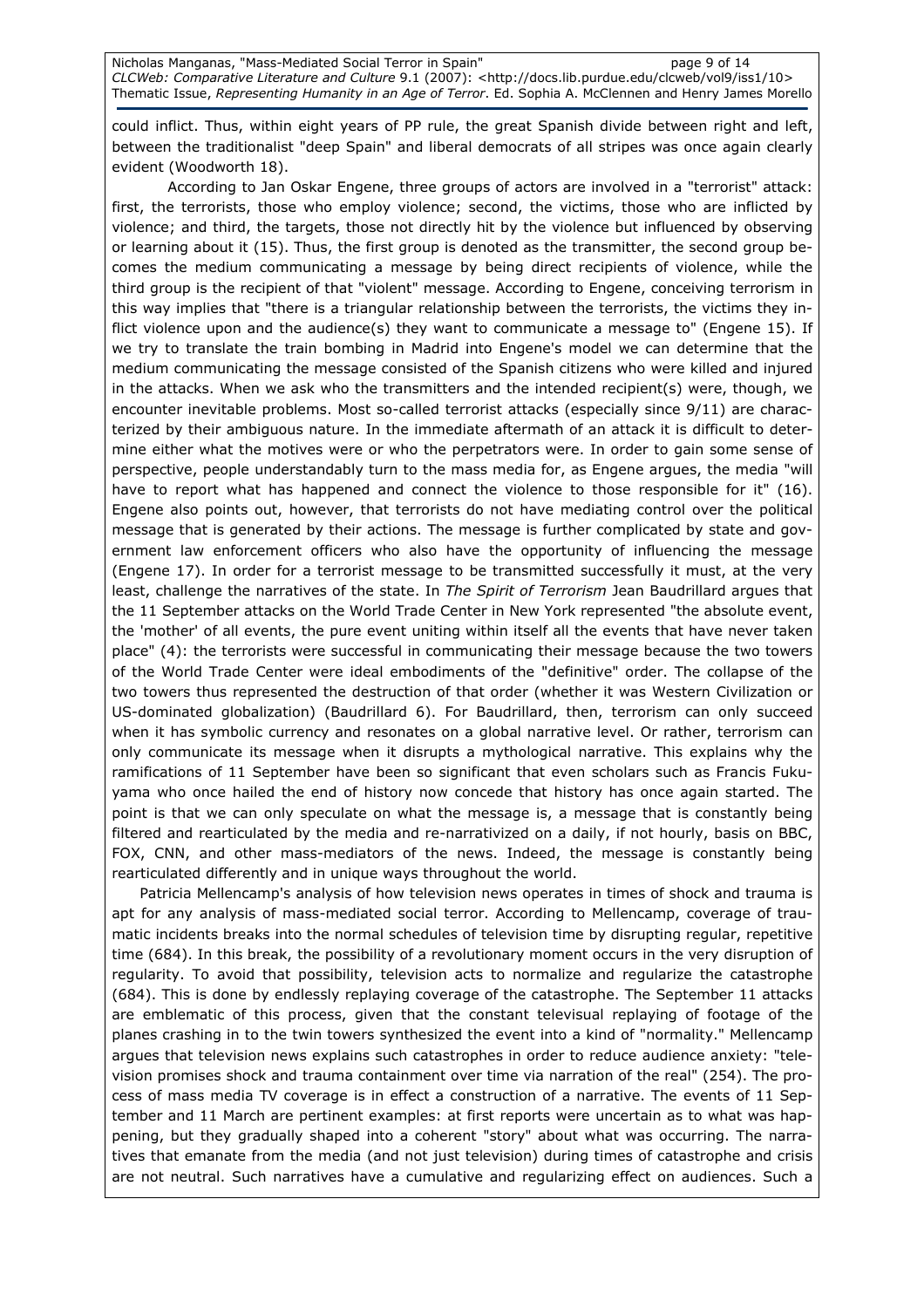could inflict. Thus, within eight years of PP rule, the great Spanish divide between right and left, between the traditionalist "deep Spain" and liberal democrats of all stripes was once again clearly evident (Woodworth 18).

According to Jan Oskar Engene, three groups of actors are involved in a "terrorist" attack: first, the terrorists, those who employ violence; second, the victims, those who are inflicted by violence; and third, the targets, those not directly hit by the violence but influenced by observing or learning about it (15). Thus, the first group is denoted as the transmitter, the second group becomes the medium communicating a message by being direct recipients of violence, while the third group is the recipient of that "violent" message. According to Engene, conceiving terrorism in this way implies that "there is a triangular relationship between the terrorists, the victims they inflict violence upon and the audience(s) they want to communicate a message to" (Engene 15). If we try to translate the train bombing in Madrid into Engene's model we can determine that the medium communicating the message consisted of the Spanish citizens who were killed and injured in the attacks. When we ask who the transmitters and the intended recipient(s) were, though, we encounter inevitable problems. Most so-called terrorist attacks (especially since 9/11) are characterized by their ambiguous nature. In the immediate aftermath of an attack it is difficult to determine either what the motives were or who the perpetrators were. In order to gain some sense of perspective, people understandably turn to the mass media for, as Engene argues, the media "will have to report what has happened and connect the violence to those responsible for it" (16). Engene also points out, however, that terrorists do not have mediating control over the political message that is generated by their actions. The message is further complicated by state and government law enforcement officers who also have the opportunity of influencing the message (Engene 17). In order for a terrorist message to be transmitted successfully it must, at the very least, challenge the narratives of the state. In *The Spirit of Terrorism* Jean Baudrillard argues that the 11 September attacks on the World Trade Center in New York represented "the absolute event, the 'mother' of all events, the pure event uniting within itself all the events that have never taken place" (4): the terrorists were successful in communicating their message because the two towers of the World Trade Center were ideal embodiments of the "definitive" order. The collapse of the two towers thus represented the destruction of that order (whether it was Western Civilization or US-dominated globalization) (Baudrillard 6). For Baudrillard, then, terrorism can only succeed when it has symbolic currency and resonates on a global narrative level. Or rather, terrorism can only communicate its message when it disrupts a mythological narrative. This explains why the ramifications of 11 September have been so significant that even scholars such as Francis Fukuyama who once hailed the end of history now concede that history has once again started. The point is that we can only speculate on what the message is, a message that is constantly being filtered and rearticulated by the media and re-narrativized on a daily, if not hourly, basis on BBC, FOX, CNN, and other mass-mediators of the news. Indeed, the message is constantly being rearticulated differently and in unique ways throughout the world.

Patricia Mellencamp's analysis of how television news operates in times of shock and trauma is apt for any analysis of mass-mediated social terror. According to Mellencamp, coverage of traumatic incidents breaks into the normal schedules of television time by disrupting regular, repetitive time (684). In this break, the possibility of a revolutionary moment occurs in the very disruption of regularity. To avoid that possibility, television acts to normalize and regularize the catastrophe (684). This is done by endlessly replaying coverage of the catastrophe. The September 11 attacks are emblematic of this process, given that the constant televisual replaying of footage of the planes crashing in to the twin towers synthesized the event into a kind of "normality." Mellencamp argues that television news explains such catastrophes in order to reduce audience anxiety: "television promises shock and trauma containment over time via narration of the real" (254). The process of mass media TV coverage is in effect a construction of a narrative. The events of 11 September and 11 March are pertinent examples: at first reports were uncertain as to what was happening, but they gradually shaped into a coherent "story" about what was occurring. The narratives that emanate from the media (and not just television) during times of catastrophe and crisis are not neutral. Such narratives have a cumulative and regularizing effect on audiences. Such a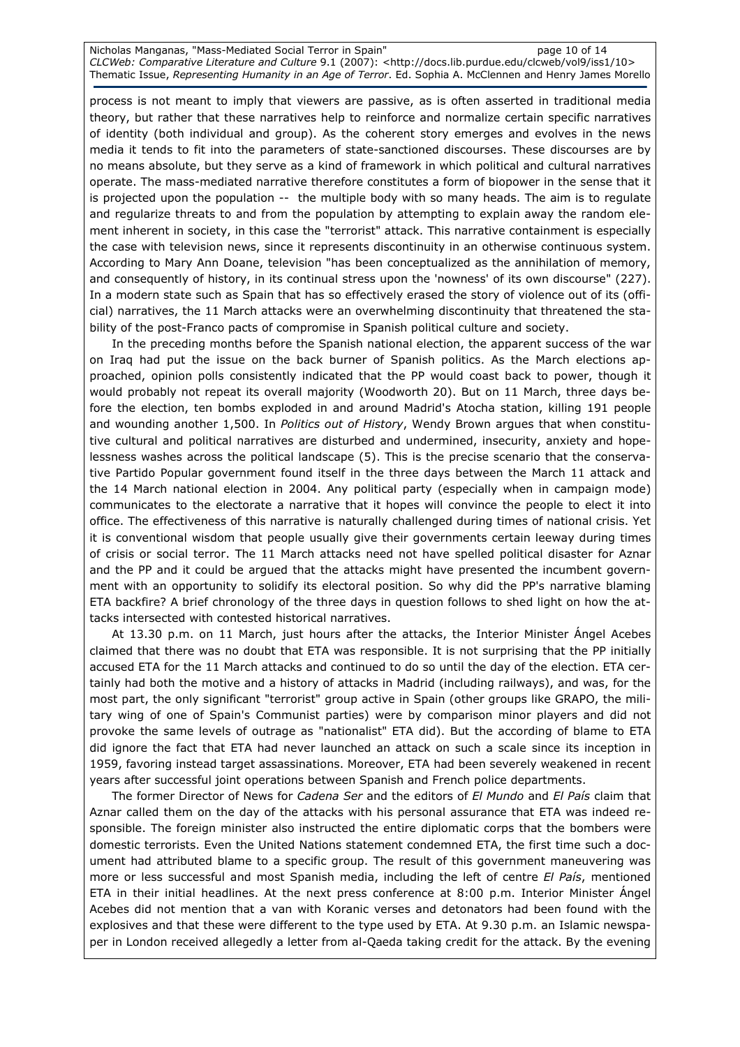process is not meant to imply that viewers are passive, as is often asserted in traditional media theory, but rather that these narratives help to reinforce and normalize certain specific narratives of identity (both individual and group). As the coherent story emerges and evolves in the news media it tends to fit into the parameters of state-sanctioned discourses. These discourses are by no means absolute, but they serve as a kind of framework in which political and cultural narratives operate. The mass-mediated narrative therefore constitutes a form of biopower in the sense that it is projected upon the population -- the multiple body with so many heads. The aim is to regulate and regularize threats to and from the population by attempting to explain away the random element inherent in society, in this case the "terrorist" attack. This narrative containment is especially the case with television news, since it represents discontinuity in an otherwise continuous system. According to Mary Ann Doane, television "has been conceptualized as the annihilation of memory, and consequently of history, in its continual stress upon the 'nowness' of its own discourse" (227). In a modern state such as Spain that has so effectively erased the story of violence out of its (official) narratives, the 11 March attacks were an overwhelming discontinuity that threatened the stability of the post-Franco pacts of compromise in Spanish political culture and society.

In the preceding months before the Spanish national election, the apparent success of the war on Iraq had put the issue on the back burner of Spanish politics. As the March elections approached, opinion polls consistently indicated that the PP would coast back to power, though it would probably not repeat its overall majority (Woodworth 20). But on 11 March, three days before the election, ten bombs exploded in and around Madrid's Atocha station, killing 191 people and wounding another 1,500. In *Politics out of History*, Wendy Brown argues that when constitutive cultural and political narratives are disturbed and undermined, insecurity, anxiety and hopelessness washes across the political landscape (5). This is the precise scenario that the conservative Partido Popular government found itself in the three days between the March 11 attack and the 14 March national election in 2004. Any political party (especially when in campaign mode) communicates to the electorate a narrative that it hopes will convince the people to elect it into office. The effectiveness of this narrative is naturally challenged during times of national crisis. Yet it is conventional wisdom that people usually give their governments certain leeway during times of crisis or social terror. The 11 March attacks need not have spelled political disaster for Aznar and the PP and it could be argued that the attacks might have presented the incumbent government with an opportunity to solidify its electoral position. So why did the PP's narrative blaming ETA backfire? A brief chronology of the three days in question follows to shed light on how the attacks intersected with contested historical narratives.

At 13.30 p.m. on 11 March, just hours after the attacks, the Interior Minister Ángel Acebes claimed that there was no doubt that ETA was responsible. It is not surprising that the PP initially accused ETA for the 11 March attacks and continued to do so until the day of the election. ETA certainly had both the motive and a history of attacks in Madrid (including railways), and was, for the most part, the only significant "terrorist" group active in Spain (other groups like GRAPO, the military wing of one of Spain's Communist parties) were by comparison minor players and did not provoke the same levels of outrage as "nationalist" ETA did). But the according of blame to ETA did ignore the fact that ETA had never launched an attack on such a scale since its inception in 1959, favoring instead target assassinations. Moreover, ETA had been severely weakened in recent years after successful joint operations between Spanish and French police departments.

The former Director of News for *Cadena Ser* and the editors of *El Mundo* and *El País* claim that Aznar called them on the day of the attacks with his personal assurance that ETA was indeed responsible. The foreign minister also instructed the entire diplomatic corps that the bombers were domestic terrorists. Even the United Nations statement condemned ETA, the first time such a document had attributed blame to a specific group. The result of this government maneuvering was more or less successful and most Spanish media, including the left of centre *El País*, mentioned ETA in their initial headlines. At the next press conference at 8:00 p.m. Interior Minister Ángel Acebes did not mention that a van with Koranic verses and detonators had been found with the explosives and that these were different to the type used by ETA. At 9.30 p.m. an Islamic newspaper in London received allegedly a letter from al-Qaeda taking credit for the attack. By the evening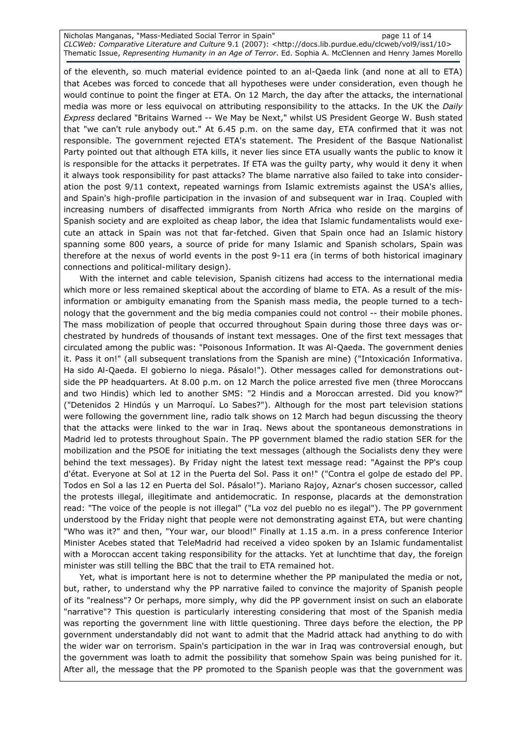of the eleventh, so much material evidence pointed to an al-Qaeda link (and none at all to ETA) that Acebes was forced to concede that all hypotheses were under consideration, even though he would continue to point the finger at ETA. On 12 March, the day after the attacks, the international media was more or less equivocal on attributing responsibility to the attacks. In the UK the *Daily Express* declared "Britains Warned -- We May be Next," whilst US President George W. Bush stated that "we can't rule anybody out." At 6.45 p.m. on the same day, ETA confirmed that it was not responsible. The government rejected ETA's statement. The President of the Basque Nationalist Party pointed out that although ETA kills, it never lies since ETA usually wants the public to know it is responsible for the attacks it perpetrates. If ETA was the guilty party, why would it deny it when it always took responsibility for past attacks? The blame narrative also failed to take into consideration the post 9/11 context, repeated warnings from Islamic extremists against the USA's allies, and Spain's high-profile participation in the invasion of and subsequent war in Iraq. Coupled with increasing numbers of disaffected immigrants from North Africa who reside on the margins of Spanish society and are exploited as cheap labor, the idea that Islamic fundamentalists would execute an attack in Spain was not that far-fetched. Given that Spain once had an Islamic history spanning some 800 years, a source of pride for many Islamic and Spanish scholars, Spain was therefore at the nexus of world events in the post 9-11 era (in terms of both historical imaginary connections and political-military design).

With the internet and cable television, Spanish citizens had access to the international media which more or less remained skeptical about the according of blame to ETA. As a result of the misinformation or ambiguity emanating from the Spanish mass media, the people turned to a technology that the government and the big media companies could not control -- their mobile phones. The mass mobilization of people that occurred throughout Spain during those three days was orchestrated by hundreds of thousands of instant text messages. One of the first text messages that circulated among the public was: "Poisonous Information. It was Al-Qaeda. The government denies it. Pass it on!" (all subsequent translations from the Spanish are mine) ("Intoxicación Informativa. Ha sido Al-Qaeda. El gobierno lo niega. Pásalo!"). Other messages called for demonstrations outside the PP headquarters. At 8.00 p.m. on 12 March the police arrested five men (three Moroccans and two Hindis) which led to another SMS: "2 Hindis and a Moroccan arrested. Did you know?" ("Detenidos 2 Hindús y un Marroquí. Lo Sabes?"). Although for the most part television stations were following the government line, radio talk shows on 12 March had begun discussing the theory that the attacks were linked to the war in Iraq. News about the spontaneous demonstrations in Madrid led to protests throughout Spain. The PP government blamed the radio station SER for the mobilization and the PSOE for initiating the text messages (although the Socialists deny they were behind the text messages). By Friday night the latest text message read: "Against the PP's coup d'état. Everyone at Sol at 12 in the Puerta del Sol. Pass it on!" ("Contra el golpe de estado del PP. Todos en Sol a las 12 en Puerta del Sol. Pásalo!"). Mariano Rajoy, Aznar's chosen successor, called the protests illegal, illegitimate and antidemocratic. In response, placards at the demonstration read: "The voice of the people is not illegal" ("La voz del pueblo no es ilegal"). The PP government understood by the Friday night that people were not demonstrating against ETA, but were chanting "Who was it?" and then, "Your war, our blood!" Finally at 1.15 a.m. in a press conference Interior Minister Acebes stated that TeleMadrid had received a video spoken by an Islamic fundamentalist with a Moroccan accent taking responsibility for the attacks. Yet at lunchtime that day, the foreign minister was still telling the BBC that the trail to ETA remained hot.

Yet, what is important here is not to determine whether the PP manipulated the media or not, but, rather, to understand why the PP narrative failed to convince the majority of Spanish people of its "realness"? Or perhaps, more simply, why did the PP government insist on such an elaborate "narrative"? This question is particularly interesting considering that most of the Spanish media was reporting the government line with little questioning. Three days before the election, the PP government understandably did not want to admit that the Madrid attack had anything to do with the wider war on terrorism. Spain's participation in the war in Iraq was controversial enough, but the government was loath to admit the possibility that somehow Spain was being punished for it. After all, the message that the PP promoted to the Spanish people was that the government was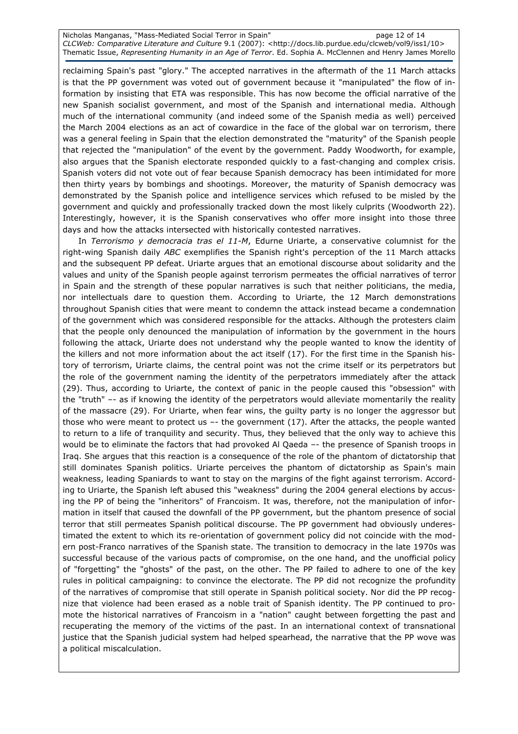reclaiming Spain's past "glory." The accepted narratives in the aftermath of the 11 March attacks is that the PP government was voted out of government because it "manipulated" the flow of information by insisting that ETA was responsible. This has now become the official narrative of the new Spanish socialist government, and most of the Spanish and international media. Although much of the international community (and indeed some of the Spanish media as well) perceived the March 2004 elections as an act of cowardice in the face of the global war on terrorism, there was a general feeling in Spain that the election demonstrated the "maturity" of the Spanish people that rejected the "manipulation" of the event by the government. Paddy Woodworth, for example, also argues that the Spanish electorate responded quickly to a fast-changing and complex crisis. Spanish voters did not vote out of fear because Spanish democracy has been intimidated for more then thirty years by bombings and shootings. Moreover, the maturity of Spanish democracy was demonstrated by the Spanish police and intelligence services which refused to be misled by the government and quickly and professionally tracked down the most likely culprits (Woodworth 22). Interestingly, however, it is the Spanish conservatives who offer more insight into those three days and how the attacks intersected with historically contested narratives.

In *Terrorismo y democracia tras el 11-M*, Edurne Uriarte, a conservative columnist for the right-wing Spanish daily *ABC* exemplifies the Spanish right's perception of the 11 March attacks and the subsequent PP defeat. Uriarte argues that an emotional discourse about solidarity and the values and unity of the Spanish people against terrorism permeates the official narratives of terror in Spain and the strength of these popular narratives is such that neither politicians, the media, nor intellectuals dare to question them. According to Uriarte, the 12 March demonstrations throughout Spanish cities that were meant to condemn the attack instead became a condemnation of the government which was considered responsible for the attacks. Although the protesters claim that the people only denounced the manipulation of information by the government in the hours following the attack, Uriarte does not understand why the people wanted to know the identity of the killers and not more information about the act itself (17). For the first time in the Spanish history of terrorism, Uriarte claims, the central point was not the crime itself or its perpetrators but the role of the government naming the identity of the perpetrators immediately after the attack (29). Thus, according to Uriarte, the context of panic in the people caused this "obsession" with the "truth" –- as if knowing the identity of the perpetrators would alleviate momentarily the reality of the massacre (29). For Uriarte, when fear wins, the guilty party is no longer the aggressor but those who were meant to protect us –- the government (17). After the attacks, the people wanted to return to a life of tranquility and security. Thus, they believed that the only way to achieve this would be to eliminate the factors that had provoked Al Qaeda –- the presence of Spanish troops in Iraq. She argues that this reaction is a consequence of the role of the phantom of dictatorship that still dominates Spanish politics. Uriarte perceives the phantom of dictatorship as Spain's main weakness, leading Spaniards to want to stay on the margins of the fight against terrorism. According to Uriarte, the Spanish left abused this "weakness" during the 2004 general elections by accusing the PP of being the "inheritors" of Francoism. It was, therefore, not the manipulation of information in itself that caused the downfall of the PP government, but the phantom presence of social terror that still permeates Spanish political discourse. The PP government had obviously underestimated the extent to which its re-orientation of government policy did not coincide with the modern post-Franco narratives of the Spanish state. The transition to democracy in the late 1970s was successful because of the various pacts of compromise, on the one hand, and the unofficial policy of "forgetting" the "ghosts" of the past, on the other. The PP failed to adhere to one of the key rules in political campaigning: to convince the electorate. The PP did not recognize the profundity of the narratives of compromise that still operate in Spanish political society. Nor did the PP recognize that violence had been erased as a noble trait of Spanish identity. The PP continued to promote the historical narratives of Francoism in a "nation" caught between forgetting the past and recuperating the memory of the victims of the past. In an international context of transnational justice that the Spanish judicial system had helped spearhead, the narrative that the PP wove was a political miscalculation.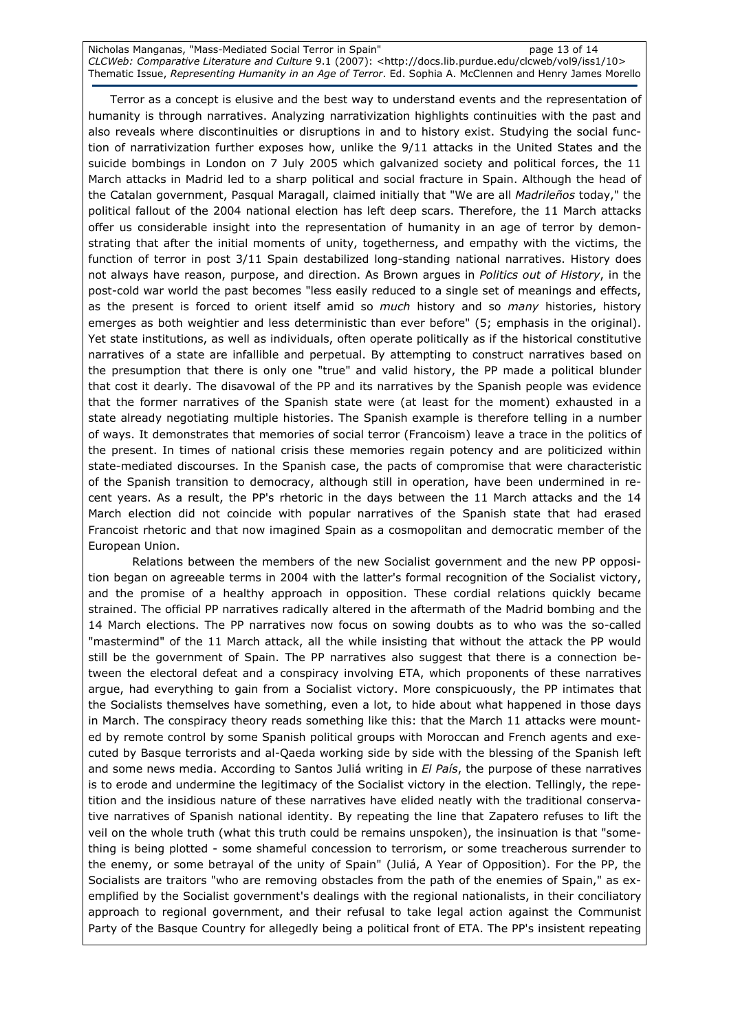Terror as a concept is elusive and the best way to understand events and the representation of humanity is through narratives. Analyzing narrativization highlights continuities with the past and also reveals where discontinuities or disruptions in and to history exist. Studying the social function of narrativization further exposes how, unlike the 9/11 attacks in the United States and the suicide bombings in London on 7 July 2005 which galvanized society and political forces, the 11 March attacks in Madrid led to a sharp political and social fracture in Spain. Although the head of the Catalan government, Pasqual Maragall, claimed initially that "We are all *Madrileños* today," the political fallout of the 2004 national election has left deep scars. Therefore, the 11 March attacks offer us considerable insight into the representation of humanity in an age of terror by demonstrating that after the initial moments of unity, togetherness, and empathy with the victims, the function of terror in post 3/11 Spain destabilized long-standing national narratives. History does not always have reason, purpose, and direction. As Brown argues in *Politics out of History*, in the post-cold war world the past becomes "less easily reduced to a single set of meanings and effects, as the present is forced to orient itself amid so *much* history and so *many* histories, history emerges as both weightier and less deterministic than ever before" (5; emphasis in the original). Yet state institutions, as well as individuals, often operate politically as if the historical constitutive narratives of a state are infallible and perpetual. By attempting to construct narratives based on the presumption that there is only one "true" and valid history, the PP made a political blunder that cost it dearly. The disavowal of the PP and its narratives by the Spanish people was evidence that the former narratives of the Spanish state were (at least for the moment) exhausted in a state already negotiating multiple histories. The Spanish example is therefore telling in a number of ways. It demonstrates that memories of social terror (Francoism) leave a trace in the politics of the present. In times of national crisis these memories regain potency and are politicized within state-mediated discourses. In the Spanish case, the pacts of compromise that were characteristic of the Spanish transition to democracy, although still in operation, have been undermined in recent years. As a result, the PP's rhetoric in the days between the 11 March attacks and the 14 March election did not coincide with popular narratives of the Spanish state that had erased Francoist rhetoric and that now imagined Spain as a cosmopolitan and democratic member of the European Union.

Relations between the members of the new Socialist government and the new PP opposition began on agreeable terms in 2004 with the latter's formal recognition of the Socialist victory, and the promise of a healthy approach in opposition. These cordial relations quickly became strained. The official PP narratives radically altered in the aftermath of the Madrid bombing and the 14 March elections. The PP narratives now focus on sowing doubts as to who was the so-called "mastermind" of the 11 March attack, all the while insisting that without the attack the PP would still be the government of Spain. The PP narratives also suggest that there is a connection between the electoral defeat and a conspiracy involving ETA, which proponents of these narratives argue, had everything to gain from a Socialist victory. More conspicuously, the PP intimates that the Socialists themselves have something, even a lot, to hide about what happened in those days in March. The conspiracy theory reads something like this: that the March 11 attacks were mounted by remote control by some Spanish political groups with Moroccan and French agents and executed by Basque terrorists and al-Qaeda working side by side with the blessing of the Spanish left and some news media. According to Santos Juliá writing in *El País*, the purpose of these narratives is to erode and undermine the legitimacy of the Socialist victory in the election. Tellingly, the repetition and the insidious nature of these narratives have elided neatly with the traditional conservative narratives of Spanish national identity. By repeating the line that Zapatero refuses to lift the veil on the whole truth (what this truth could be remains unspoken), the insinuation is that "something is being plotted - some shameful concession to terrorism, or some treacherous surrender to the enemy, or some betrayal of the unity of Spain" (Juliá, A Year of Opposition). For the PP, the Socialists are traitors "who are removing obstacles from the path of the enemies of Spain," as exemplified by the Socialist government's dealings with the regional nationalists, in their conciliatory approach to regional government, and their refusal to take legal action against the Communist Party of the Basque Country for allegedly being a political front of ETA. The PP's insistent repeating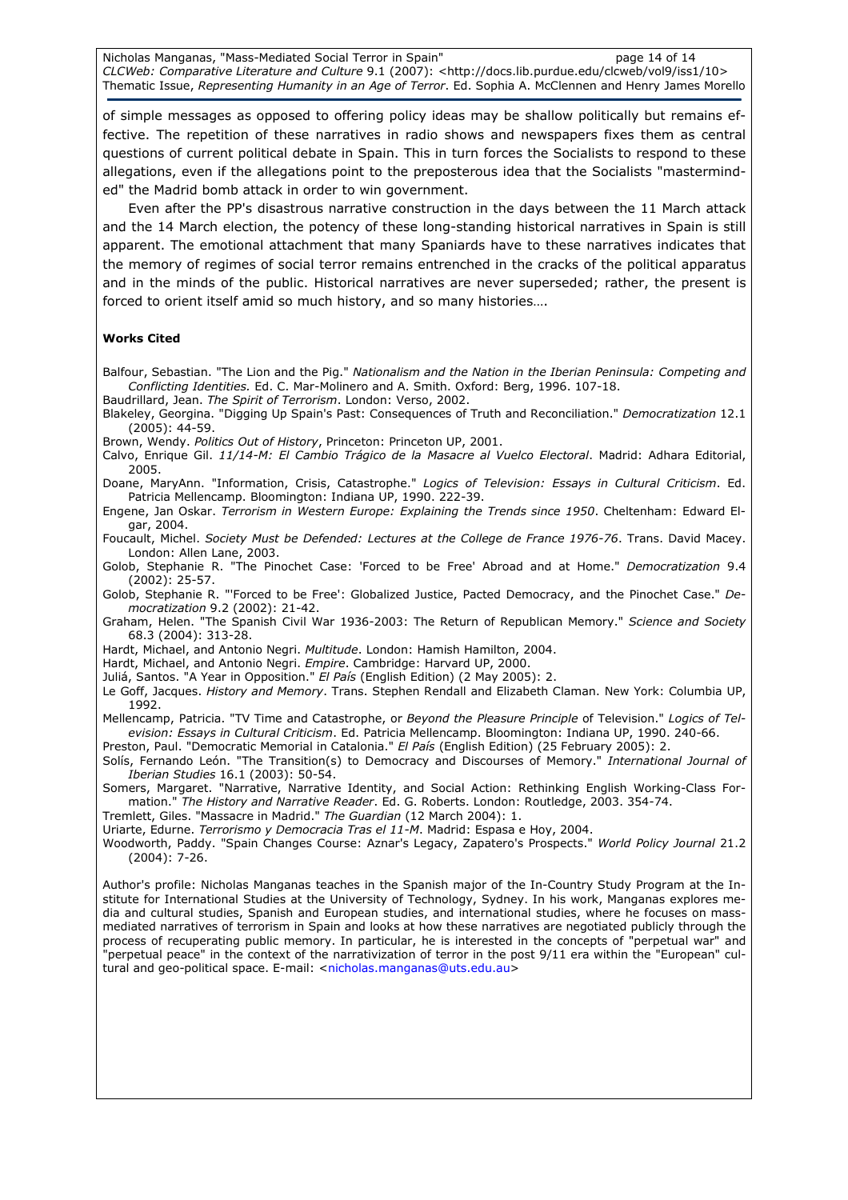of simple messages as opposed to offering policy ideas may be shallow politically but remains effective. The repetition of these narratives in radio shows and newspapers fixes them as central questions of current political debate in Spain. This in turn forces the Socialists to respond to these allegations, even if the allegations point to the preposterous idea that the Socialists "masterminded" the Madrid bomb attack in order to win government.

Even after the PP's disastrous narrative construction in the days between the 11 March attack and the 14 March election, the potency of these long-standing historical narratives in Spain is still apparent. The emotional attachment that many Spaniards have to these narratives indicates that the memory of regimes of social terror remains entrenched in the cracks of the political apparatus and in the minds of the public. Historical narratives are never superseded; rather, the present is forced to orient itself amid so much history, and so many histories….

**Works Cited**

Balfour, Sebastian. "The Lion and the Pig." *Nationalism and the Nation in the Iberian Peninsula: Competing and Conflicting Identities.* Ed. C. Mar-Molinero and A. Smith. Oxford: Berg, 1996. 107-18.

Baudrillard, Jean. *The Spirit of Terrorism*. London: Verso, 2002.

Blakeley, Georgina. "Digging Up Spain's Past: Consequences of Truth and Reconciliation." *Democratization* 12.1 (2005): 44-59.

Brown, Wendy. *Politics Out of History*, Princeton: Princeton UP, 2001.

Calvo, Enrique Gil. *11/14-M: El Cambio Trágico de la Masacre al Vuelco Electoral*. Madrid: Adhara Editorial, 2005.

Doane, MaryAnn. "Information, Crisis, Catastrophe." *Logics of Television: Essays in Cultural Criticism*. Ed. Patricia Mellencamp. Bloomington: Indiana UP, 1990. 222-39.

Engene, Jan Oskar. *Terrorism in Western Europe: Explaining the Trends since 1950*. Cheltenham: Edward Elgar, 2004.

Foucault, Michel. *Society Must be Defended: Lectures at the College de France 1976-76*. Trans. David Macey. London: Allen Lane, 2003.

Golob, Stephanie R. "The Pinochet Case: 'Forced to be Free' Abroad and at Home." *Democratization* 9.4 (2002): 25-57.

Golob, Stephanie R. "'Forced to be Free': Globalized Justice, Pacted Democracy, and the Pinochet Case." *Democratization* 9.2 (2002): 21-42.

Graham, Helen. "The Spanish Civil War 1936-2003: The Return of Republican Memory." *Science and Society* 68.3 (2004): 313-28.

Hardt, Michael, and Antonio Negri. *Multitude*. London: Hamish Hamilton, 2004.

Hardt, Michael, and Antonio Negri. *Empire*. Cambridge: Harvard UP, 2000.

Juliá, Santos. "A Year in Opposition." *El País* (English Edition) (2 May 2005): 2.

Le Goff, Jacques. *History and Memory*. Trans. Stephen Rendall and Elizabeth Claman. New York: Columbia UP, 1992.

Mellencamp, Patricia. "TV Time and Catastrophe, or *Beyond the Pleasure Principle* of Television." *Logics of Television: Essays in Cultural Criticism*. Ed. Patricia Mellencamp. Bloomington: Indiana UP, 1990. 240-66.

Preston, Paul. "Democratic Memorial in Catalonia." *El País* (English Edition) (25 February 2005): 2.

Solís, Fernando León. "The Transition(s) to Democracy and Discourses of Memory." *International Journal of Iberian Studies* 16.1 (2003): 50-54.

Somers, Margaret. "Narrative, Narrative Identity, and Social Action: Rethinking English Working-Class Formation." *The History and Narrative Reader*. Ed. G. Roberts. London: Routledge, 2003. 354-74.

Tremlett, Giles. "Massacre in Madrid." *The Guardian* (12 March 2004): 1.

Uriarte, Edurne. *Terrorismo y Democracia Tras el 11-M*. Madrid: Espasa e Hoy, 2004.

Woodworth, Paddy. "Spain Changes Course: Aznar's Legacy, Zapatero's Prospects." *World Policy Journal* 21.2 (2004): 7-26.

Author's profile: Nicholas Manganas teaches in the Spanish major of the In-Country Study Program at the Institute for International Studies at the University of Technology, Sydney. In his work, Manganas explores media and cultural studies, Spanish and European studies, and international studies, where he focuses on mass-mediated narratives of terrorism in Spain and looks at how these narratives are negotiated publicly through the process of recuperating public memory. In particular, he is interested in the concepts of "perpetual war" and "perpetual peace" in the context of the narrativization of terror in the post 9/11 era within the "European" cultural and geo-political space. E-mail: <nicholas.manganas@uts.edu.au>